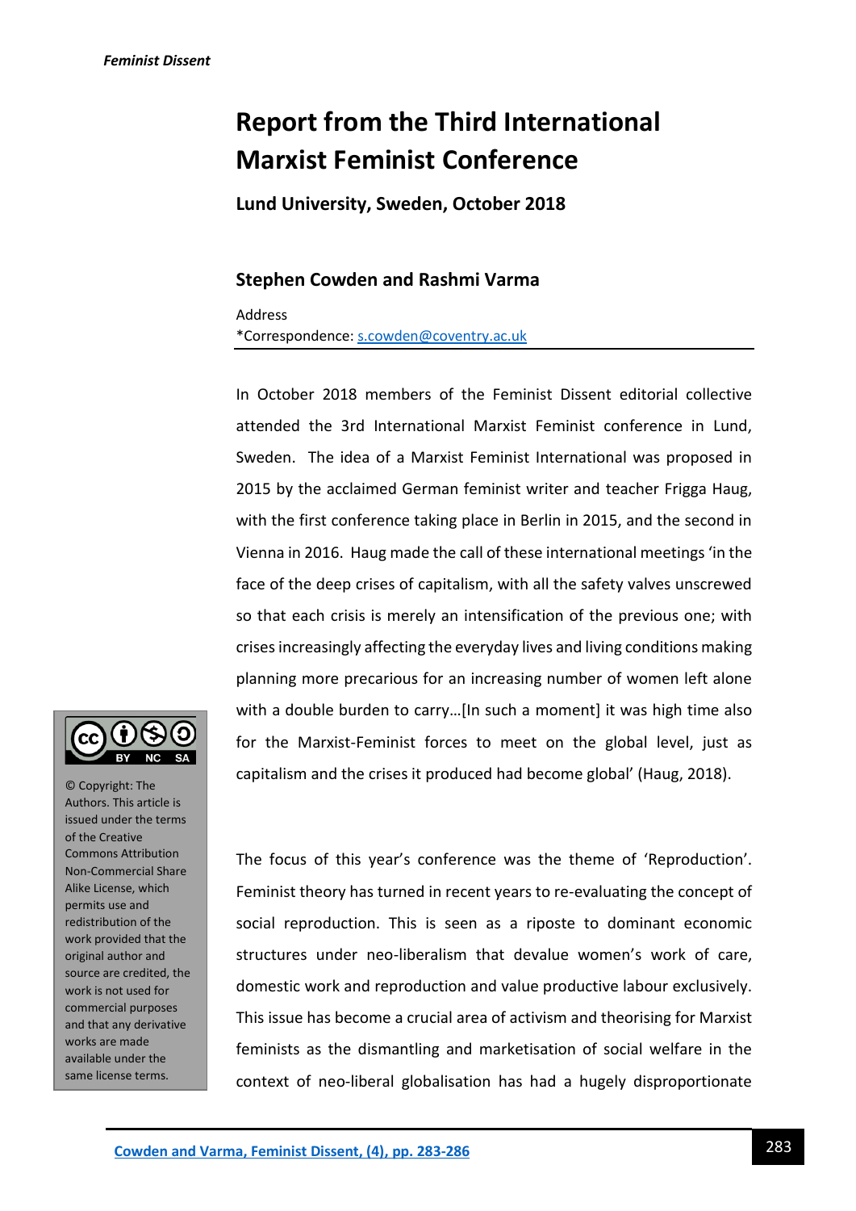# Report from the Third International Marxist Feminist Conference

**Lund University, Sweden, October 2018**

### Stephen Cowden and Rashmi Varma

Address
*Correspondence: s.cowden@coventry.ac.uk

In October 2018 members of the Feminist Dissent editorial collective attended the 3rd International Marxist Feminist conference in Lund, Sweden. The idea of a Marxist Feminist International was proposed in 2015 by the acclaimed German feminist writer and teacher Frigga Haug, with the first conference taking place in Berlin in 2015, and the second in Vienna in 2016. Haug made the call of these international meetings 'in the face of the deep crises of capitalism, with all the safety valves unscrewed so that each crisis is merely an intensification of the previous one; with crises increasingly affecting the everyday lives and living conditions making planning more precarious for an increasing number of women left alone with a double burden to carry…[In such a moment] it was high time also for the Marxist-Feminist forces to meet on the global level, just as capitalism and the crises it produced had become global' (Haug, 2018).

© Copyright: The Authors. This article is issued under the terms of the Creative Commons Attribution Non-Commercial Share Alike License, which permits use and redistribution of the work provided that the original author and source are credited, the work is not used for commercial purposes and that any derivative works are made available under the same license terms.

The focus of this year's conference was the theme of 'Reproduction'. Feminist theory has turned in recent years to re-evaluating the concept of social reproduction. This is seen as a riposte to dominant economic structures under neo-liberalism that devalue women's work of care, domestic work and reproduction and value productive labour exclusively. This issue has become a crucial area of activism and theorising for Marxist feminists as the dismantling and marketisation of social welfare in the context of neo-liberal globalisation has had a hugely disproportionate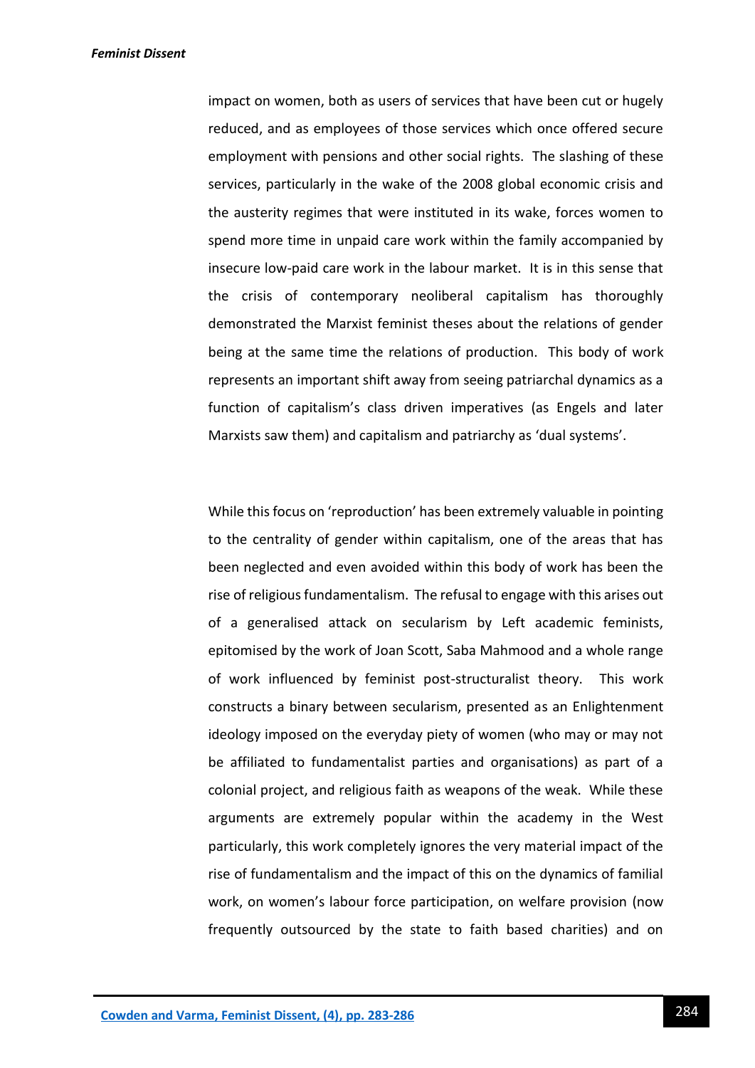impact on women, both as users of services that have been cut or hugely reduced, and as employees of those services which once offered secure employment with pensions and other social rights. The slashing of these services, particularly in the wake of the 2008 global economic crisis and the austerity regimes that were instituted in its wake, forces women to spend more time in unpaid care work within the family accompanied by insecure low-paid care work in the labour market. It is in this sense that the crisis of contemporary neoliberal capitalism has thoroughly demonstrated the Marxist feminist theses about the relations of gender being at the same time the relations of production. This body of work represents an important shift away from seeing patriarchal dynamics as a function of capitalism's class driven imperatives (as Engels and later Marxists saw them) and capitalism and patriarchy as 'dual systems'.

While this focus on 'reproduction' has been extremely valuable in pointing to the centrality of gender within capitalism, one of the areas that has been neglected and even avoided within this body of work has been the rise of religious fundamentalism. The refusal to engage with this arises out of a generalised attack on secularism by Left academic feminists, epitomised by the work of Joan Scott, Saba Mahmood and a whole range of work influenced by feminist post-structuralist theory. This work constructs a binary between secularism, presented as an Enlightenment ideology imposed on the everyday piety of women (who may or may not be affiliated to fundamentalist parties and organisations) as part of a colonial project, and religious faith as weapons of the weak. While these arguments are extremely popular within the academy in the West particularly, this work completely ignores the very material impact of the rise of fundamentalism and the impact of this on the dynamics of familial work, on women's labour force participation, on welfare provision (now frequently outsourced by the state to faith based charities) and on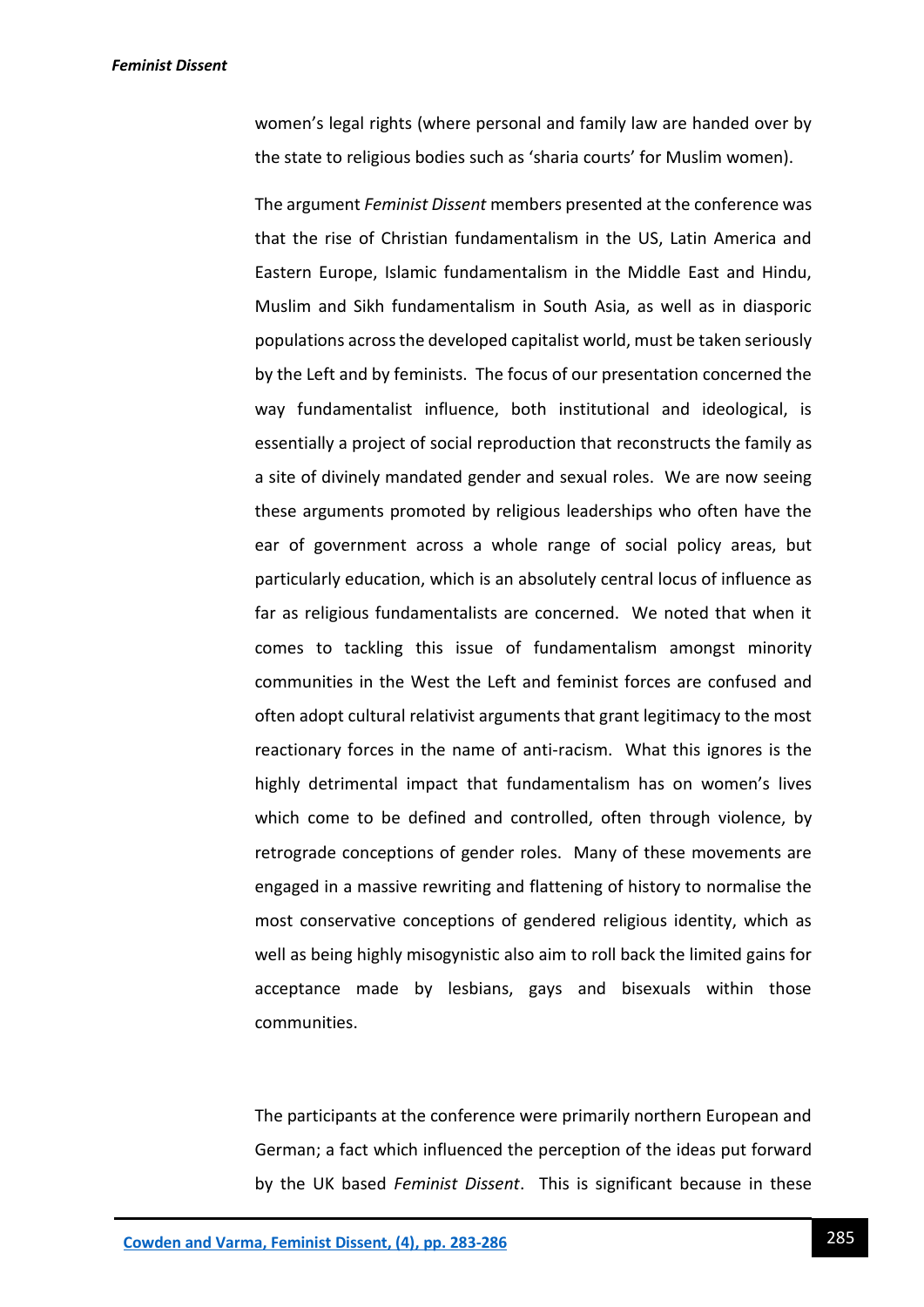women's legal rights (where personal and family law are handed over by the state to religious bodies such as 'sharia courts' for Muslim women).

The argument *Feminist Dissent* members presented at the conference was that the rise of Christian fundamentalism in the US, Latin America and Eastern Europe, Islamic fundamentalism in the Middle East and Hindu, Muslim and Sikh fundamentalism in South Asia, as well as in diasporic populations across the developed capitalist world, must be taken seriously by the Left and by feminists. The focus of our presentation concerned the way fundamentalist influence, both institutional and ideological, is essentially a project of social reproduction that reconstructs the family as a site of divinely mandated gender and sexual roles. We are now seeing these arguments promoted by religious leaderships who often have the ear of government across a whole range of social policy areas, but particularly education, which is an absolutely central locus of influence as far as religious fundamentalists are concerned. We noted that when it comes to tackling this issue of fundamentalism amongst minority communities in the West the Left and feminist forces are confused and often adopt cultural relativist arguments that grant legitimacy to the most reactionary forces in the name of anti-racism. What this ignores is the highly detrimental impact that fundamentalism has on women's lives which come to be defined and controlled, often through violence, by retrograde conceptions of gender roles. Many of these movements are engaged in a massive rewriting and flattening of history to normalise the most conservative conceptions of gendered religious identity, which as well as being highly misogynistic also aim to roll back the limited gains for acceptance made by lesbians, gays and bisexuals within those communities.

The participants at the conference were primarily northern European and German; a fact which influenced the perception of the ideas put forward by the UK based *Feminist Dissent*. This is significant because in these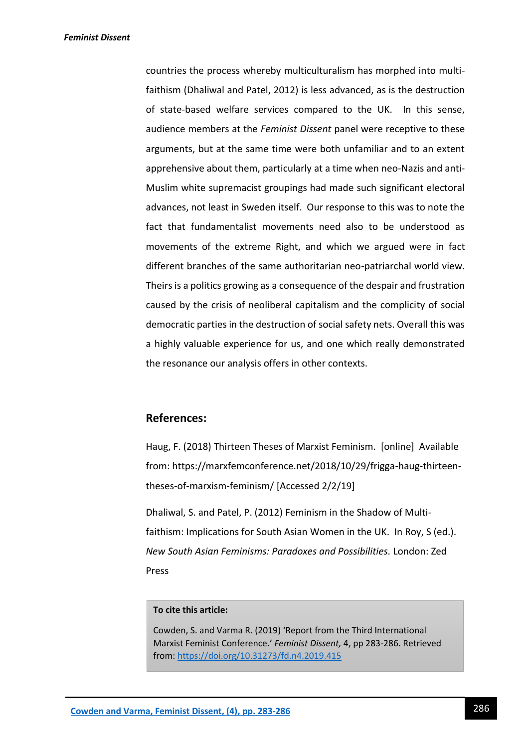countries the process whereby multiculturalism has morphed into multi-faithism (Dhaliwal and Patel, 2012) is less advanced, as is the destruction of state-based welfare services compared to the UK. In this sense, audience members at the *Feminist Dissent* panel were receptive to these arguments, but at the same time were both unfamiliar and to an extent apprehensive about them, particularly at a time when neo-Nazis and anti-Muslim white supremacist groupings had made such significant electoral advances, not least in Sweden itself. Our response to this was to note the fact that fundamentalist movements need also to be understood as movements of the extreme Right, and which we argued were in fact different branches of the same authoritarian neo-patriarchal world view. Theirs is a politics growing as a consequence of the despair and frustration caused by the crisis of neoliberal capitalism and the complicity of social democratic parties in the destruction of social safety nets. Overall this was a highly valuable experience for us, and one which really demonstrated the resonance our analysis offers in other contexts.

## References:

Haug, F. (2018) Thirteen Theses of Marxist Feminism. [online] Available from: https://marxfemconference.net/2018/10/29/frigga-haug-thirteen-theses-of-marxism-feminism/ [Accessed 2/2/19]

Dhaliwal, S. and Patel, P. (2012) Feminism in the Shadow of Multi-faithism: Implications for South Asian Women in the UK. In Roy, S (ed.). *New South Asian Feminisms: Paradoxes and Possibilities.* London: Zed Press

**To cite this article:**

Cowden, S. and Varma R. (2019) 'Report from the Third International Marxist Feminist Conference.' *Feminist Dissent,* 4, pp 283-286. Retrieved from: https://doi.org/10.31273/fd.n4.2019.415